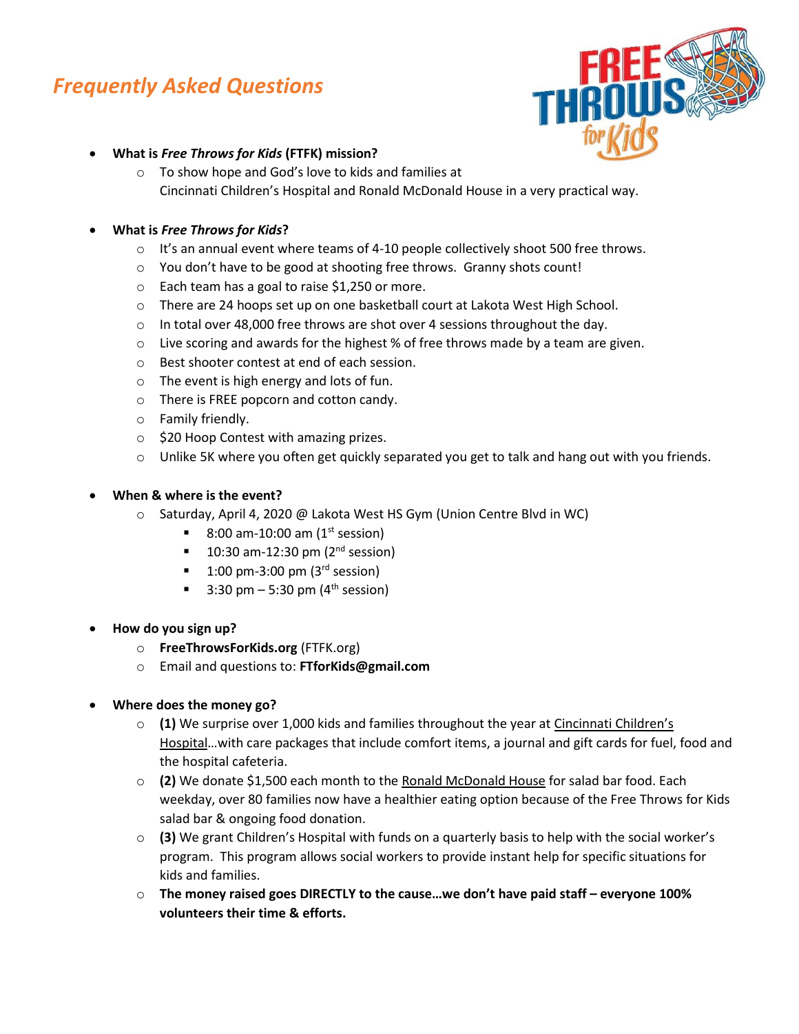# *Frequently Asked Questions*

- **What is *Free Throws for Kids* (FTFK) mission?**
  - To show hope and God's love to kids and families at Cincinnati Children's Hospital and Ronald McDonald House in a very practical way.

- **What is *Free Throws for Kids*?**
  - It's an annual event where teams of 4-10 people collectively shoot 500 free throws.
  - You don't have to be good at shooting free throws. Granny shots count!
  - Each team has a goal to raise $1,250 or more.
  - There are 24 hoops set up on one basketball court at Lakota West High School.
  - In total over 48,000 free throws are shot over 4 sessions throughout the day.
  - Live scoring and awards for the highest % of free throws made by a team are given.
  - Best shooter contest at end of each session.
  - The event is high energy and lots of fun.
  - There is FREE popcorn and cotton candy.
  - Family friendly.
  - $20 Hoop Contest with amazing prizes.
  - Unlike 5K where you often get quickly separated you get to talk and hang out with you friends.

- **When & where is the event?**
  - Saturday, April 4, 2020 @ Lakota West HS Gym (Union Centre Blvd in WC)
    - 8:00 am-10:00 am (1st session)
    - 10:30 am-12:30 pm (2nd session)
    - 1:00 pm-3:00 pm (3rd session)
    - 3:30 pm – 5:30 pm (4th session)

- **How do you sign up?**
  - **FreeThrowsForKids.org** (FTFK.org)
  - Email and questions to: **FTforKids@gmail.com**

- **Where does the money go?**
  - **(1)** We surprise over 1,000 kids and families throughout the year at Cincinnati Children's Hospital…with care packages that include comfort items, a journal and gift cards for fuel, food and the hospital cafeteria.
  - **(2)** We donate $1,500 each month to the Ronald McDonald House for salad bar food. Each weekday, over 80 families now have a healthier eating option because of the Free Throws for Kids salad bar & ongoing food donation.
  - **(3)** We grant Children's Hospital with funds on a quarterly basis to help with the social worker's program. This program allows social workers to provide instant help for specific situations for kids and families.
  - **The money raised goes DIRECTLY to the cause…we don't have paid staff – everyone 100% volunteers their time & efforts.**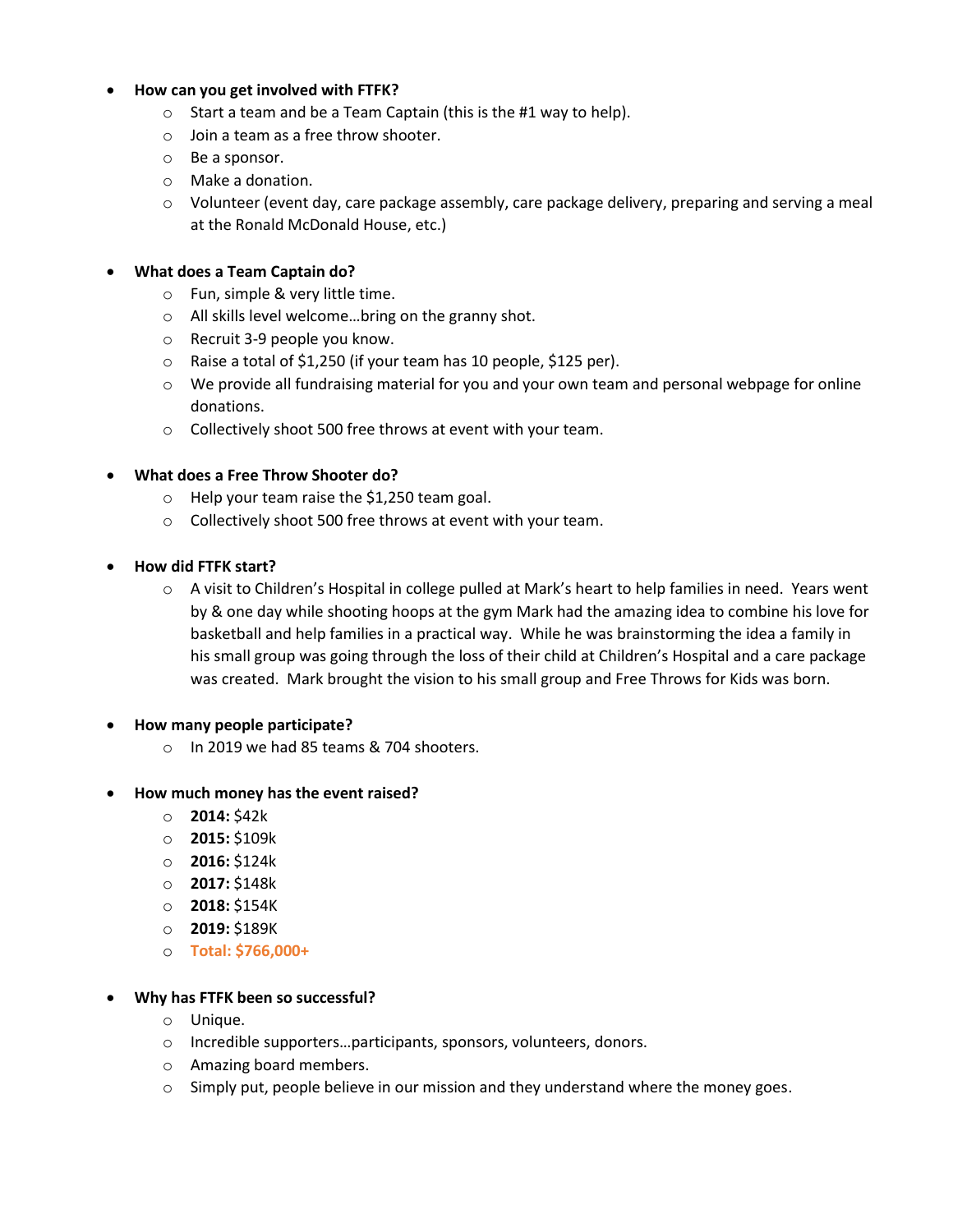- **How can you get involved with FTFK?**
    - Start a team and be a Team Captain (this is the #1 way to help).
    - Join a team as a free throw shooter.
    - Be a sponsor.
    - Make a donation.
    - Volunteer (event day, care package assembly, care package delivery, preparing and serving a meal at the Ronald McDonald House, etc.)

- **What does a Team Captain do?**
    - Fun, simple & very little time.
    - All skills level welcome…bring on the granny shot.
    - Recruit 3-9 people you know.
    - Raise a total of $1,250 (if your team has 10 people, $125 per).
    - We provide all fundraising material for you and your own team and personal webpage for online donations.
    - Collectively shoot 500 free throws at event with your team.

- **What does a Free Throw Shooter do?**
    - Help your team raise the $1,250 team goal.
    - Collectively shoot 500 free throws at event with your team.

- **How did FTFK start?**
    - A visit to Children's Hospital in college pulled at Mark's heart to help families in need. Years went by & one day while shooting hoops at the gym Mark had the amazing idea to combine his love for basketball and help families in a practical way. While he was brainstorming the idea a family in his small group was going through the loss of their child at Children's Hospital and a care package was created. Mark brought the vision to his small group and Free Throws for Kids was born.

- **How many people participate?**
    - In 2019 we had 85 teams & 704 shooters.

- **How much money has the event raised?**
    - **2014:** $42k
    - **2015:** $109k
    - **2016:** $124k
    - **2017:** $148k
    - **2018:** $154K
    - **2019:** $189K
    - **Total: $766,000+**

- **Why has FTFK been so successful?**
    - Unique.
    - Incredible supporters…participants, sponsors, volunteers, donors.
    - Amazing board members.
    - Simply put, people believe in our mission and they understand where the money goes.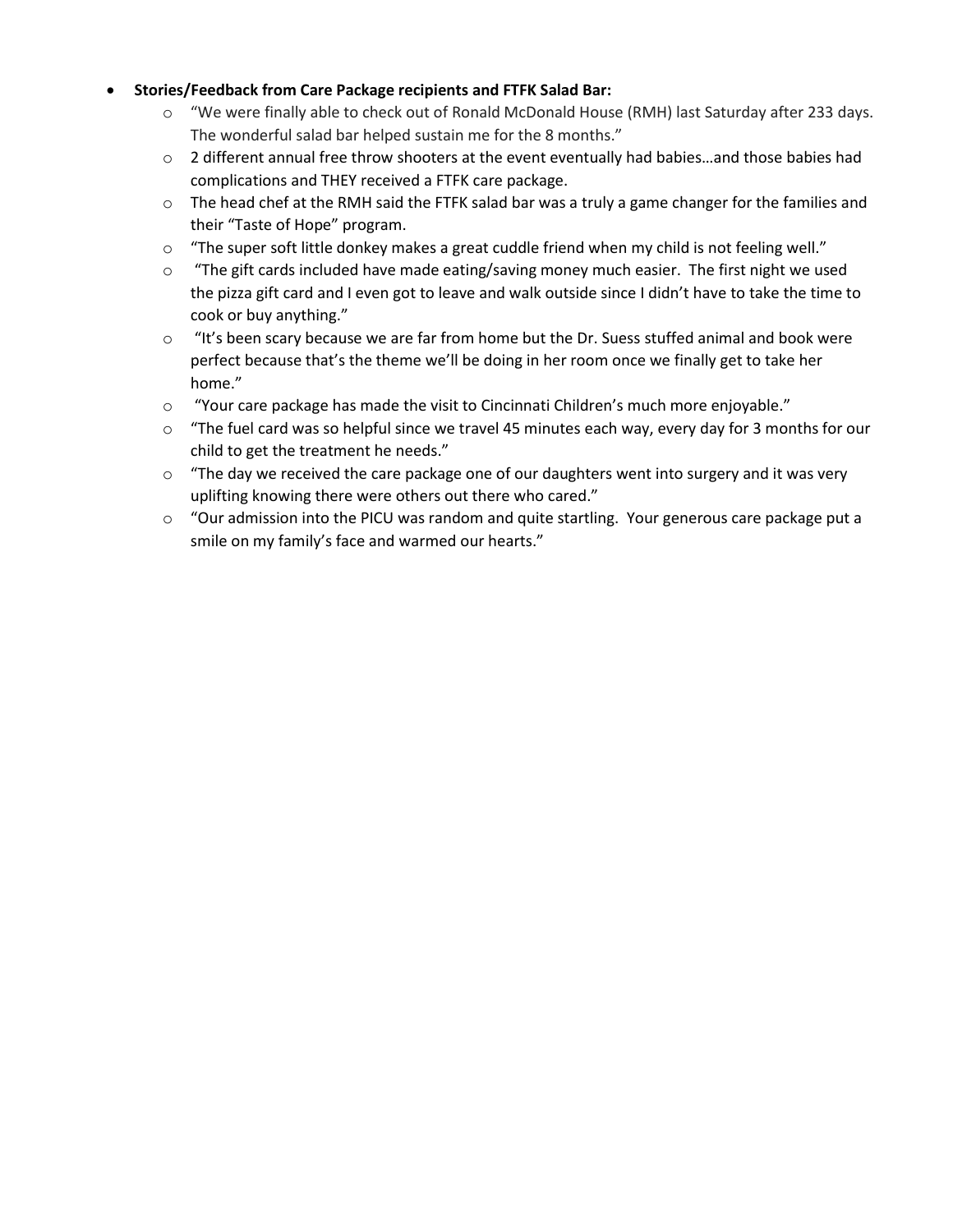- **Stories/Feedback from Care Package recipients and FTFK Salad Bar:**
    - "We were finally able to check out of Ronald McDonald House (RMH) last Saturday after 233 days. The wonderful salad bar helped sustain me for the 8 months."
    - 2 different annual free throw shooters at the event eventually had babies…and those babies had complications and THEY received a FTFK care package.
    - The head chef at the RMH said the FTFK salad bar was a truly a game changer for the families and their "Taste of Hope" program.
    - "The super soft little donkey makes a great cuddle friend when my child is not feeling well."
    - "The gift cards included have made eating/saving money much easier. The first night we used the pizza gift card and I even got to leave and walk outside since I didn't have to take the time to cook or buy anything."
    - "It's been scary because we are far from home but the Dr. Suess stuffed animal and book were perfect because that's the theme we'll be doing in her room once we finally get to take her home."
    - "Your care package has made the visit to Cincinnati Children's much more enjoyable."
    - "The fuel card was so helpful since we travel 45 minutes each way, every day for 3 months for our child to get the treatment he needs."
    - "The day we received the care package one of our daughters went into surgery and it was very uplifting knowing there were others out there who cared."
    - "Our admission into the PICU was random and quite startling. Your generous care package put a smile on my family's face and warmed our hearts."